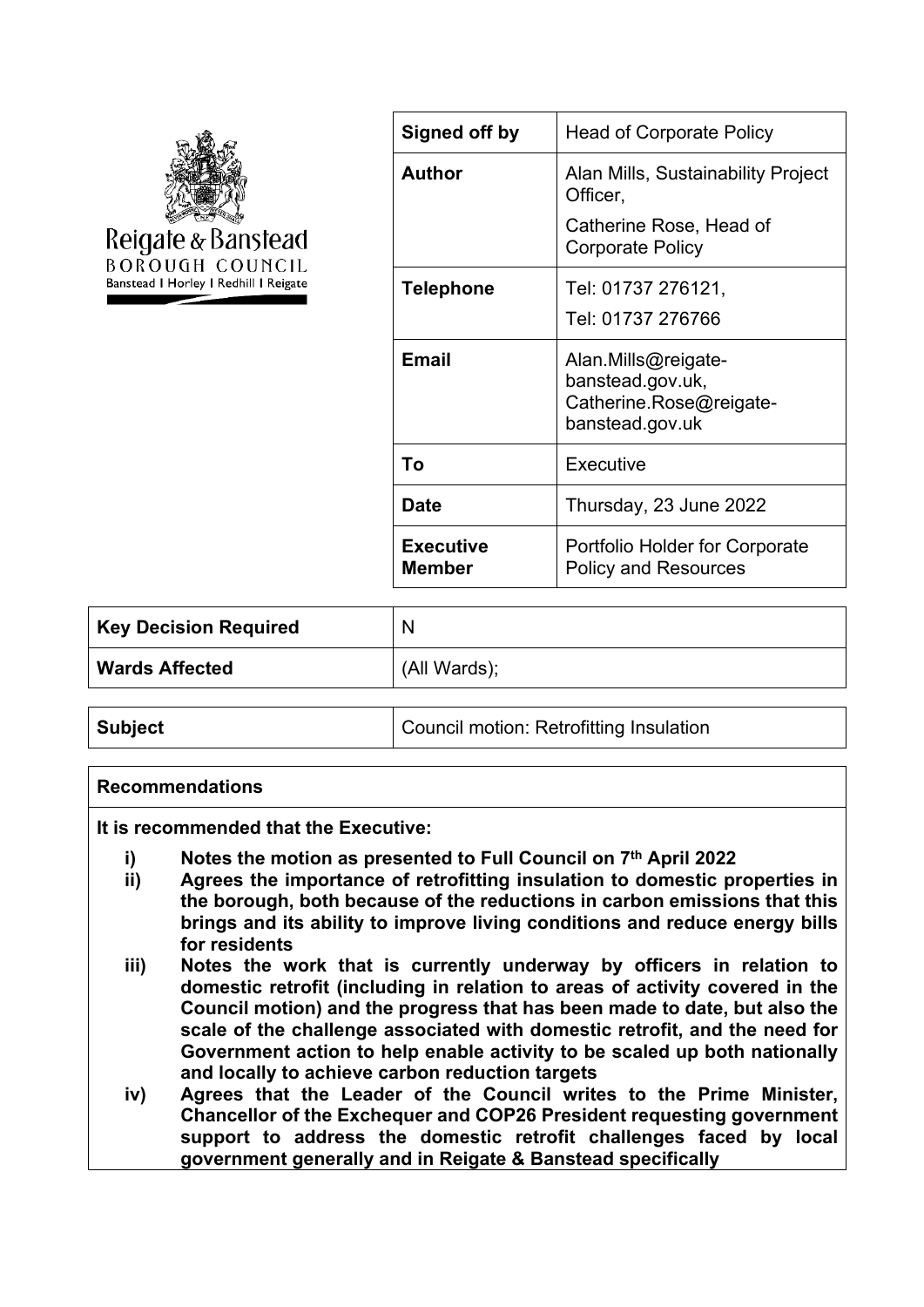Reigate & Banstead BOROUGH COUNCIL
Banstead | Horley | Redhill | Reigate

| | |
|---|---|
| **Signed off by** | Head of Corporate Policy |
| **Author** | Alan Mills, Sustainability Project Officer,<br>Catherine Rose, Head of Corporate Policy |
| **Telephone** | Tel: 01737 276121,<br>Tel: 01737 276766 |
| **Email** | Alan.Mills@reigate-banstead.gov.uk,<br>Catherine.Rose@reigate-banstead.gov.uk |
| **To** | Executive |
| **Date** | Thursday, 23 June 2022 |
| **Executive Member** | Portfolio Holder for Corporate Policy and Resources |

| | |
|---|---|
| **Key Decision Required** | N |
| **Wards Affected** | (All Wards); |

| | |
|---|---|
| **Subject** | Council motion: Retrofitting Insulation |

**Recommendations**

**It is recommended that the Executive:**

- **i) Notes the motion as presented to Full Council on 7th April 2022**
- **ii) Agrees the importance of retrofitting insulation to domestic properties in the borough, both because of the reductions in carbon emissions that this brings and its ability to improve living conditions and reduce energy bills for residents**
- **iii) Notes the work that is currently underway by officers in relation to domestic retrofit (including in relation to areas of activity covered in the Council motion) and the progress that has been made to date, but also the scale of the challenge associated with domestic retrofit, and the need for Government action to help enable activity to be scaled up both nationally and locally to achieve carbon reduction targets**
- **iv) Agrees that the Leader of the Council writes to the Prime Minister, Chancellor of the Exchequer and COP26 President requesting government support to address the domestic retrofit challenges faced by local government generally and in Reigate & Banstead specifically**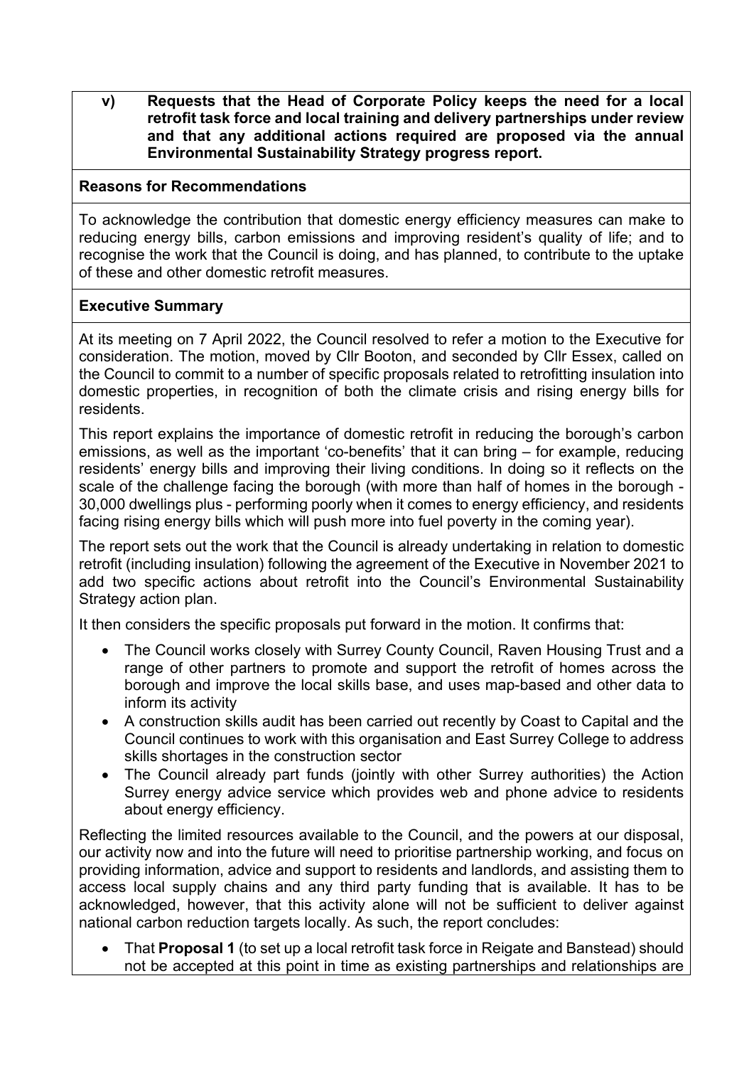**v) Requests that the Head of Corporate Policy keeps the need for a local retrofit task force and local training and delivery partnerships under review and that any additional actions required are proposed via the annual Environmental Sustainability Strategy progress report.**

### Reasons for Recommendations

To acknowledge the contribution that domestic energy efficiency measures can make to reducing energy bills, carbon emissions and improving resident's quality of life; and to recognise the work that the Council is doing, and has planned, to contribute to the uptake of these and other domestic retrofit measures.

### Executive Summary

At its meeting on 7 April 2022, the Council resolved to refer a motion to the Executive for consideration. The motion, moved by Cllr Booton, and seconded by Cllr Essex, called on the Council to commit to a number of specific proposals related to retrofitting insulation into domestic properties, in recognition of both the climate crisis and rising energy bills for residents.

This report explains the importance of domestic retrofit in reducing the borough's carbon emissions, as well as the important 'co-benefits' that it can bring – for example, reducing residents' energy bills and improving their living conditions. In doing so it reflects on the scale of the challenge facing the borough (with more than half of homes in the borough - 30,000 dwellings plus - performing poorly when it comes to energy efficiency, and residents facing rising energy bills which will push more into fuel poverty in the coming year).

The report sets out the work that the Council is already undertaking in relation to domestic retrofit (including insulation) following the agreement of the Executive in November 2021 to add two specific actions about retrofit into the Council's Environmental Sustainability Strategy action plan.

It then considers the specific proposals put forward in the motion. It confirms that:

- The Council works closely with Surrey County Council, Raven Housing Trust and a range of other partners to promote and support the retrofit of homes across the borough and improve the local skills base, and uses map-based and other data to inform its activity
- A construction skills audit has been carried out recently by Coast to Capital and the Council continues to work with this organisation and East Surrey College to address skills shortages in the construction sector
- The Council already part funds (jointly with other Surrey authorities) the Action Surrey energy advice service which provides web and phone advice to residents about energy efficiency.

Reflecting the limited resources available to the Council, and the powers at our disposal, our activity now and into the future will need to prioritise partnership working, and focus on providing information, advice and support to residents and landlords, and assisting them to access local supply chains and any third party funding that is available. It has to be acknowledged, however, that this activity alone will not be sufficient to deliver against national carbon reduction targets locally. As such, the report concludes:

- That **Proposal 1** (to set up a local retrofit task force in Reigate and Banstead) should not be accepted at this point in time as existing partnerships and relationships are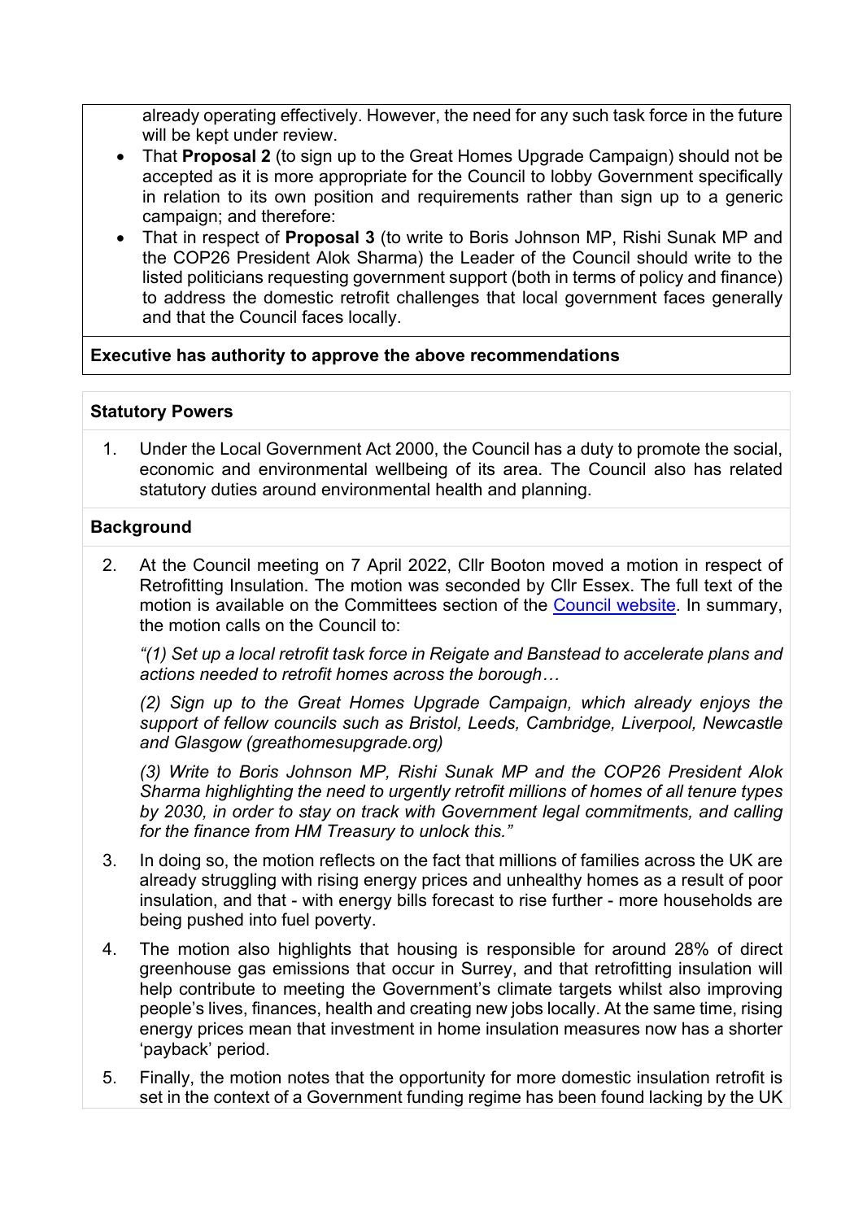already operating effectively. However, the need for any such task force in the future will be kept under review.

- That **Proposal 2** (to sign up to the Great Homes Upgrade Campaign) should not be accepted as it is more appropriate for the Council to lobby Government specifically in relation to its own position and requirements rather than sign up to a generic campaign; and therefore:
- That in respect of **Proposal 3** (to write to Boris Johnson MP, Rishi Sunak MP and the COP26 President Alok Sharma) the Leader of the Council should write to the listed politicians requesting government support (both in terms of policy and finance) to address the domestic retrofit challenges that local government faces generally and that the Council faces locally.

**Executive has authority to approve the above recommendations**

**Statutory Powers**

1. Under the Local Government Act 2000, the Council has a duty to promote the social, economic and environmental wellbeing of its area. The Council also has related statutory duties around environmental health and planning.

**Background**

2. At the Council meeting on 7 April 2022, Cllr Booton moved a motion in respect of Retrofitting Insulation. The motion was seconded by Cllr Essex. The full text of the motion is available on the Committees section of the Council website. In summary, the motion calls on the Council to:

   *"(1) Set up a local retrofit task force in Reigate and Banstead to accelerate plans and actions needed to retrofit homes across the borough…*

   *(2) Sign up to the Great Homes Upgrade Campaign, which already enjoys the support of fellow councils such as Bristol, Leeds, Cambridge, Liverpool, Newcastle and Glasgow (greathomesupgrade.org)*

   *(3) Write to Boris Johnson MP, Rishi Sunak MP and the COP26 President Alok Sharma highlighting the need to urgently retrofit millions of homes of all tenure types by 2030, in order to stay on track with Government legal commitments, and calling for the finance from HM Treasury to unlock this."*

3. In doing so, the motion reflects on the fact that millions of families across the UK are already struggling with rising energy prices and unhealthy homes as a result of poor insulation, and that - with energy bills forecast to rise further - more households are being pushed into fuel poverty.

4. The motion also highlights that housing is responsible for around 28% of direct greenhouse gas emissions that occur in Surrey, and that retrofitting insulation will help contribute to meeting the Government's climate targets whilst also improving people's lives, finances, health and creating new jobs locally. At the same time, rising energy prices mean that investment in home insulation measures now has a shorter 'payback' period.

5. Finally, the motion notes that the opportunity for more domestic insulation retrofit is set in the context of a Government funding regime has been found lacking by the UK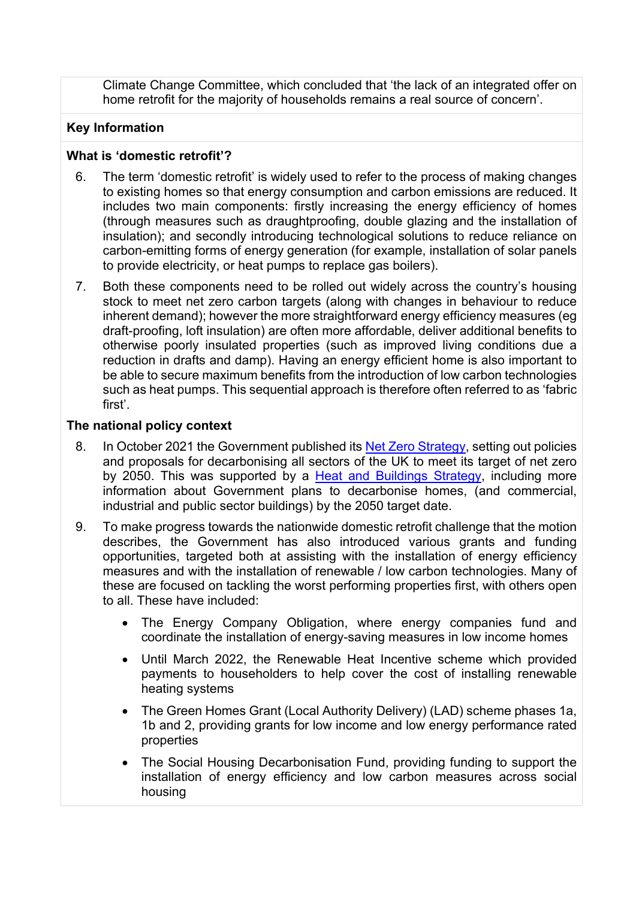Climate Change Committee, which concluded that 'the lack of an integrated offer on home retrofit for the majority of households remains a real source of concern'.

**Key Information**

**What is 'domestic retrofit'?**

6. The term 'domestic retrofit' is widely used to refer to the process of making changes to existing homes so that energy consumption and carbon emissions are reduced. It includes two main components: firstly increasing the energy efficiency of homes (through measures such as draughtproofing, double glazing and the installation of insulation); and secondly introducing technological solutions to reduce reliance on carbon-emitting forms of energy generation (for example, installation of solar panels to provide electricity, or heat pumps to replace gas boilers).

7. Both these components need to be rolled out widely across the country's housing stock to meet net zero carbon targets (along with changes in behaviour to reduce inherent demand); however the more straightforward energy efficiency measures (eg draft-proofing, loft insulation) are often more affordable, deliver additional benefits to otherwise poorly insulated properties (such as improved living conditions due a reduction in drafts and damp). Having an energy efficient home is also important to be able to secure maximum benefits from the introduction of low carbon technologies such as heat pumps. This sequential approach is therefore often referred to as 'fabric first'.

**The national policy context**

8. In October 2021 the Government published its Net Zero Strategy, setting out policies and proposals for decarbonising all sectors of the UK to meet its target of net zero by 2050. This was supported by a Heat and Buildings Strategy, including more information about Government plans to decarbonise homes, (and commercial, industrial and public sector buildings) by the 2050 target date.

9. To make progress towards the nationwide domestic retrofit challenge that the motion describes, the Government has also introduced various grants and funding opportunities, targeted both at assisting with the installation of energy efficiency measures and with the installation of renewable / low carbon technologies. Many of these are focused on tackling the worst performing properties first, with others open to all. These have included:

   - The Energy Company Obligation, where energy companies fund and coordinate the installation of energy-saving measures in low income homes
   - Until March 2022, the Renewable Heat Incentive scheme which provided payments to householders to help cover the cost of installing renewable heating systems
   - The Green Homes Grant (Local Authority Delivery) (LAD) scheme phases 1a, 1b and 2, providing grants for low income and low energy performance rated properties
   - The Social Housing Decarbonisation Fund, providing funding to support the installation of energy efficiency and low carbon measures across social housing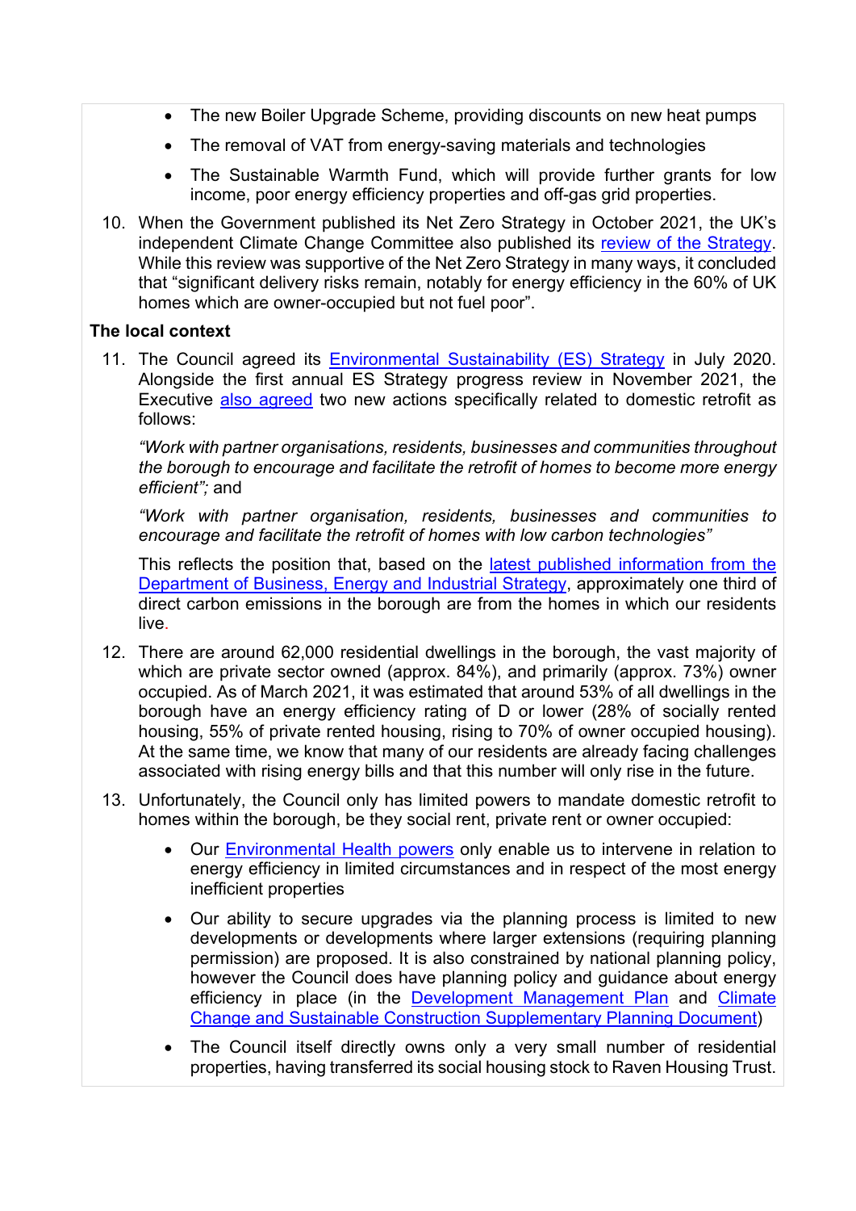- The new Boiler Upgrade Scheme, providing discounts on new heat pumps
- The removal of VAT from energy-saving materials and technologies
- The Sustainable Warmth Fund, which will provide further grants for low income, poor energy efficiency properties and off-gas grid properties.

10. When the Government published its Net Zero Strategy in October 2021, the UK's independent Climate Change Committee also published its review of the Strategy. While this review was supportive of the Net Zero Strategy in many ways, it concluded that "significant delivery risks remain, notably for energy efficiency in the 60% of UK homes which are owner-occupied but not fuel poor".

**The local context**

11. The Council agreed its Environmental Sustainability (ES) Strategy in July 2020. Alongside the first annual ES Strategy progress review in November 2021, the Executive also agreed two new actions specifically related to domestic retrofit as follows:

    *"Work with partner organisations, residents, businesses and communities throughout the borough to encourage and facilitate the retrofit of homes to become more energy efficient";* and

    *"Work with partner organisation, residents, businesses and communities to encourage and facilitate the retrofit of homes with low carbon technologies"*

    This reflects the position that, based on the latest published information from the Department of Business, Energy and Industrial Strategy, approximately one third of direct carbon emissions in the borough are from the homes in which our residents live.

12. There are around 62,000 residential dwellings in the borough, the vast majority of which are private sector owned (approx. 84%), and primarily (approx. 73%) owner occupied. As of March 2021, it was estimated that around 53% of all dwellings in the borough have an energy efficiency rating of D or lower (28% of socially rented housing, 55% of private rented housing, rising to 70% of owner occupied housing). At the same time, we know that many of our residents are already facing challenges associated with rising energy bills and that this number will only rise in the future.

13. Unfortunately, the Council only has limited powers to mandate domestic retrofit to homes within the borough, be they social rent, private rent or owner occupied:

    - Our Environmental Health powers only enable us to intervene in relation to energy efficiency in limited circumstances and in respect of the most energy inefficient properties
    - Our ability to secure upgrades via the planning process is limited to new developments or developments where larger extensions (requiring planning permission) are proposed. It is also constrained by national planning policy, however the Council does have planning policy and guidance about energy efficiency in place (in the Development Management Plan and Climate Change and Sustainable Construction Supplementary Planning Document)
    - The Council itself directly owns only a very small number of residential properties, having transferred its social housing stock to Raven Housing Trust.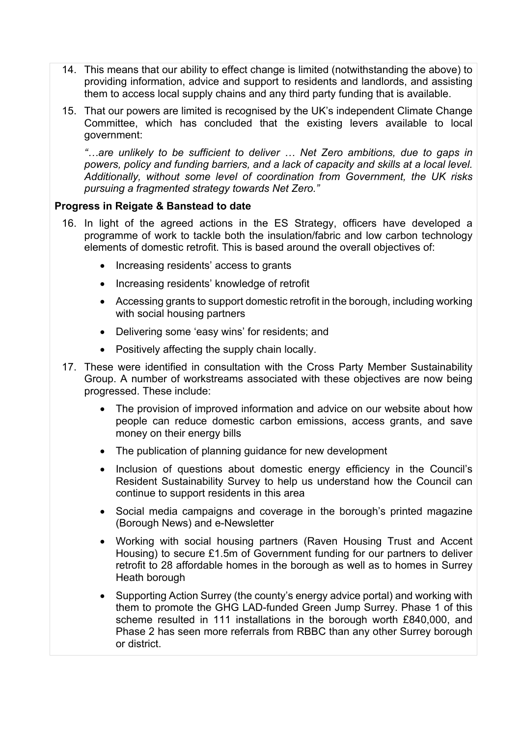14. This means that our ability to effect change is limited (notwithstanding the above) to providing information, advice and support to residents and landlords, and assisting them to access local supply chains and any third party funding that is available.

15. That our powers are limited is recognised by the UK's independent Climate Change Committee, which has concluded that the existing levers available to local government:

    *"…are unlikely to be sufficient to deliver … Net Zero ambitions, due to gaps in powers, policy and funding barriers, and a lack of capacity and skills at a local level. Additionally, without some level of coordination from Government, the UK risks pursuing a fragmented strategy towards Net Zero."*

**Progress in Reigate & Banstead to date**

16. In light of the agreed actions in the ES Strategy, officers have developed a programme of work to tackle both the insulation/fabric and low carbon technology elements of domestic retrofit. This is based around the overall objectives of:

    - Increasing residents' access to grants
    - Increasing residents' knowledge of retrofit
    - Accessing grants to support domestic retrofit in the borough, including working with social housing partners
    - Delivering some 'easy wins' for residents; and
    - Positively affecting the supply chain locally.

17. These were identified in consultation with the Cross Party Member Sustainability Group. A number of workstreams associated with these objectives are now being progressed. These include:

    - The provision of improved information and advice on our website about how people can reduce domestic carbon emissions, access grants, and save money on their energy bills
    - The publication of planning guidance for new development
    - Inclusion of questions about domestic energy efficiency in the Council's Resident Sustainability Survey to help us understand how the Council can continue to support residents in this area
    - Social media campaigns and coverage in the borough's printed magazine (Borough News) and e-Newsletter
    - Working with social housing partners (Raven Housing Trust and Accent Housing) to secure £1.5m of Government funding for our partners to deliver retrofit to 28 affordable homes in the borough as well as to homes in Surrey Heath borough
    - Supporting Action Surrey (the county's energy advice portal) and working with them to promote the GHG LAD-funded Green Jump Surrey. Phase 1 of this scheme resulted in 111 installations in the borough worth £840,000, and Phase 2 has seen more referrals from RBBC than any other Surrey borough or district.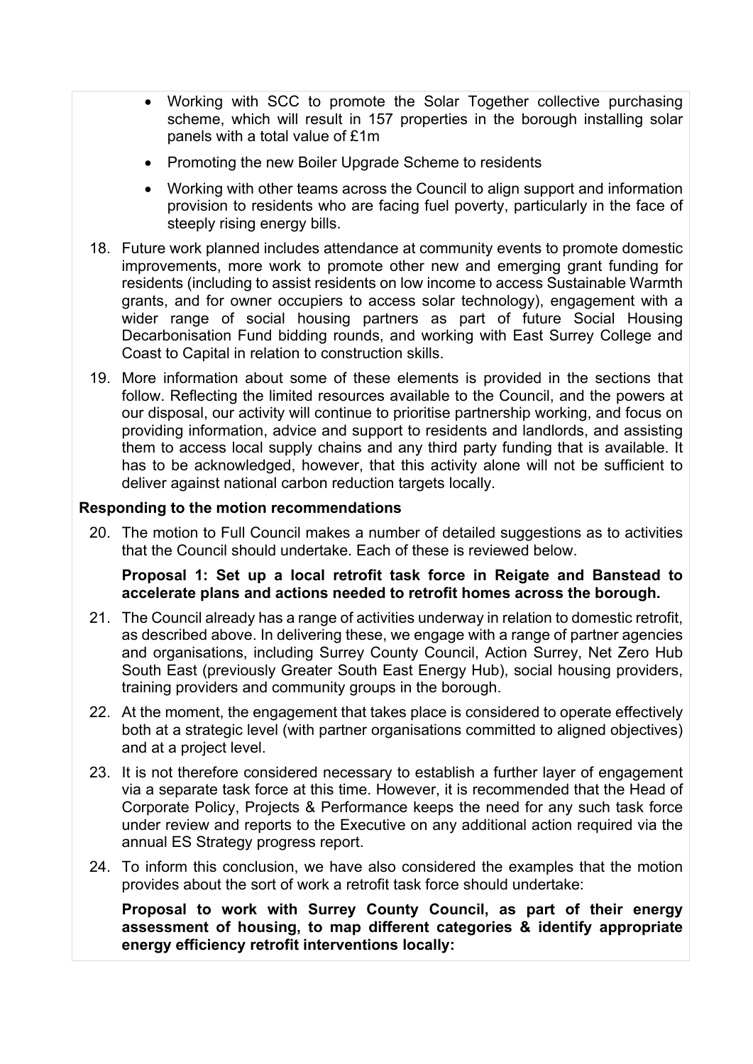- Working with SCC to promote the Solar Together collective purchasing scheme, which will result in 157 properties in the borough installing solar panels with a total value of £1m
- Promoting the new Boiler Upgrade Scheme to residents
- Working with other teams across the Council to align support and information provision to residents who are facing fuel poverty, particularly in the face of steeply rising energy bills.

18. Future work planned includes attendance at community events to promote domestic improvements, more work to promote other new and emerging grant funding for residents (including to assist residents on low income to access Sustainable Warmth grants, and for owner occupiers to access solar technology), engagement with a wider range of social housing partners as part of future Social Housing Decarbonisation Fund bidding rounds, and working with East Surrey College and Coast to Capital in relation to construction skills.

19. More information about some of these elements is provided in the sections that follow. Reflecting the limited resources available to the Council, and the powers at our disposal, our activity will continue to prioritise partnership working, and focus on providing information, advice and support to residents and landlords, and assisting them to access local supply chains and any third party funding that is available. It has to be acknowledged, however, that this activity alone will not be sufficient to deliver against national carbon reduction targets locally.

**Responding to the motion recommendations**

20. The motion to Full Council makes a number of detailed suggestions as to activities that the Council should undertake. Each of these is reviewed below.

**Proposal 1: Set up a local retrofit task force in Reigate and Banstead to accelerate plans and actions needed to retrofit homes across the borough.**

21. The Council already has a range of activities underway in relation to domestic retrofit, as described above. In delivering these, we engage with a range of partner agencies and organisations, including Surrey County Council, Action Surrey, Net Zero Hub South East (previously Greater South East Energy Hub), social housing providers, training providers and community groups in the borough.

22. At the moment, the engagement that takes place is considered to operate effectively both at a strategic level (with partner organisations committed to aligned objectives) and at a project level.

23. It is not therefore considered necessary to establish a further layer of engagement via a separate task force at this time. However, it is recommended that the Head of Corporate Policy, Projects & Performance keeps the need for any such task force under review and reports to the Executive on any additional action required via the annual ES Strategy progress report.

24. To inform this conclusion, we have also considered the examples that the motion provides about the sort of work a retrofit task force should undertake:

**Proposal to work with Surrey County Council, as part of their energy assessment of housing, to map different categories & identify appropriate energy efficiency retrofit interventions locally:**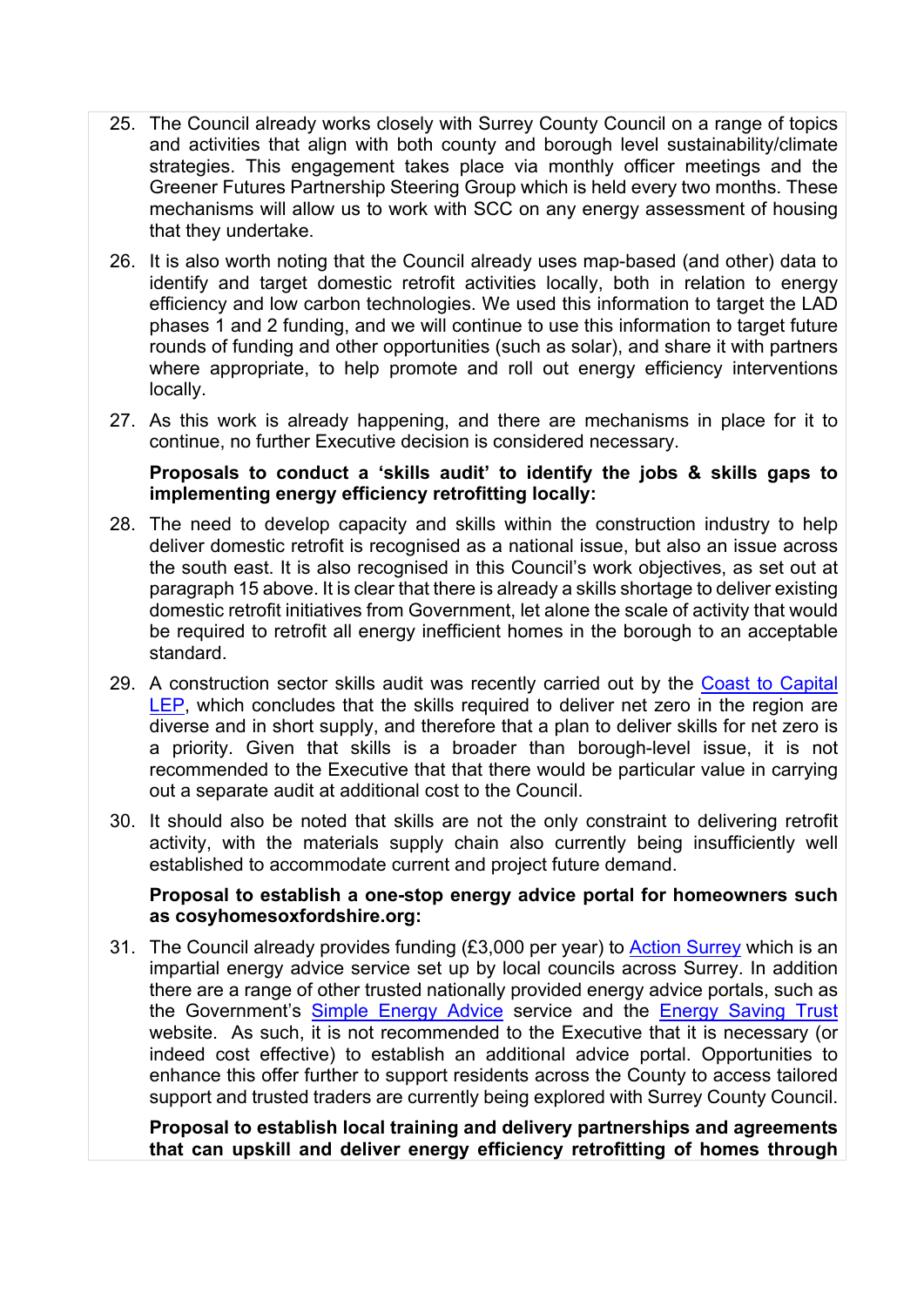25. The Council already works closely with Surrey County Council on a range of topics and activities that align with both county and borough level sustainability/climate strategies. This engagement takes place via monthly officer meetings and the Greener Futures Partnership Steering Group which is held every two months. These mechanisms will allow us to work with SCC on any energy assessment of housing that they undertake.

26. It is also worth noting that the Council already uses map-based (and other) data to identify and target domestic retrofit activities locally, both in relation to energy efficiency and low carbon technologies. We used this information to target the LAD phases 1 and 2 funding, and we will continue to use this information to target future rounds of funding and other opportunities (such as solar), and share it with partners where appropriate, to help promote and roll out energy efficiency interventions locally.

27. As this work is already happening, and there are mechanisms in place for it to continue, no further Executive decision is considered necessary.

**Proposals to conduct a 'skills audit' to identify the jobs & skills gaps to implementing energy efficiency retrofitting locally:**

28. The need to develop capacity and skills within the construction industry to help deliver domestic retrofit is recognised as a national issue, but also an issue across the south east. It is also recognised in this Council's work objectives, as set out at paragraph 15 above. It is clear that there is already a skills shortage to deliver existing domestic retrofit initiatives from Government, let alone the scale of activity that would be required to retrofit all energy inefficient homes in the borough to an acceptable standard.

29. A construction sector skills audit was recently carried out by the Coast to Capital LEP, which concludes that the skills required to deliver net zero in the region are diverse and in short supply, and therefore that a plan to deliver skills for net zero is a priority. Given that skills is a broader than borough-level issue, it is not recommended to the Executive that that there would be particular value in carrying out a separate audit at additional cost to the Council.

30. It should also be noted that skills are not the only constraint to delivering retrofit activity, with the materials supply chain also currently being insufficiently well established to accommodate current and project future demand.

**Proposal to establish a one-stop energy advice portal for homeowners such as cosyhomesoxfordshire.org:**

31. The Council already provides funding (£3,000 per year) to Action Surrey which is an impartial energy advice service set up by local councils across Surrey. In addition there are a range of other trusted nationally provided energy advice portals, such as the Government's Simple Energy Advice service and the Energy Saving Trust website. As such, it is not recommended to the Executive that it is necessary (or indeed cost effective) to establish an additional advice portal. Opportunities to enhance this offer further to support residents across the County to access tailored support and trusted traders are currently being explored with Surrey County Council.

**Proposal to establish local training and delivery partnerships and agreements that can upskill and deliver energy efficiency retrofitting of homes through**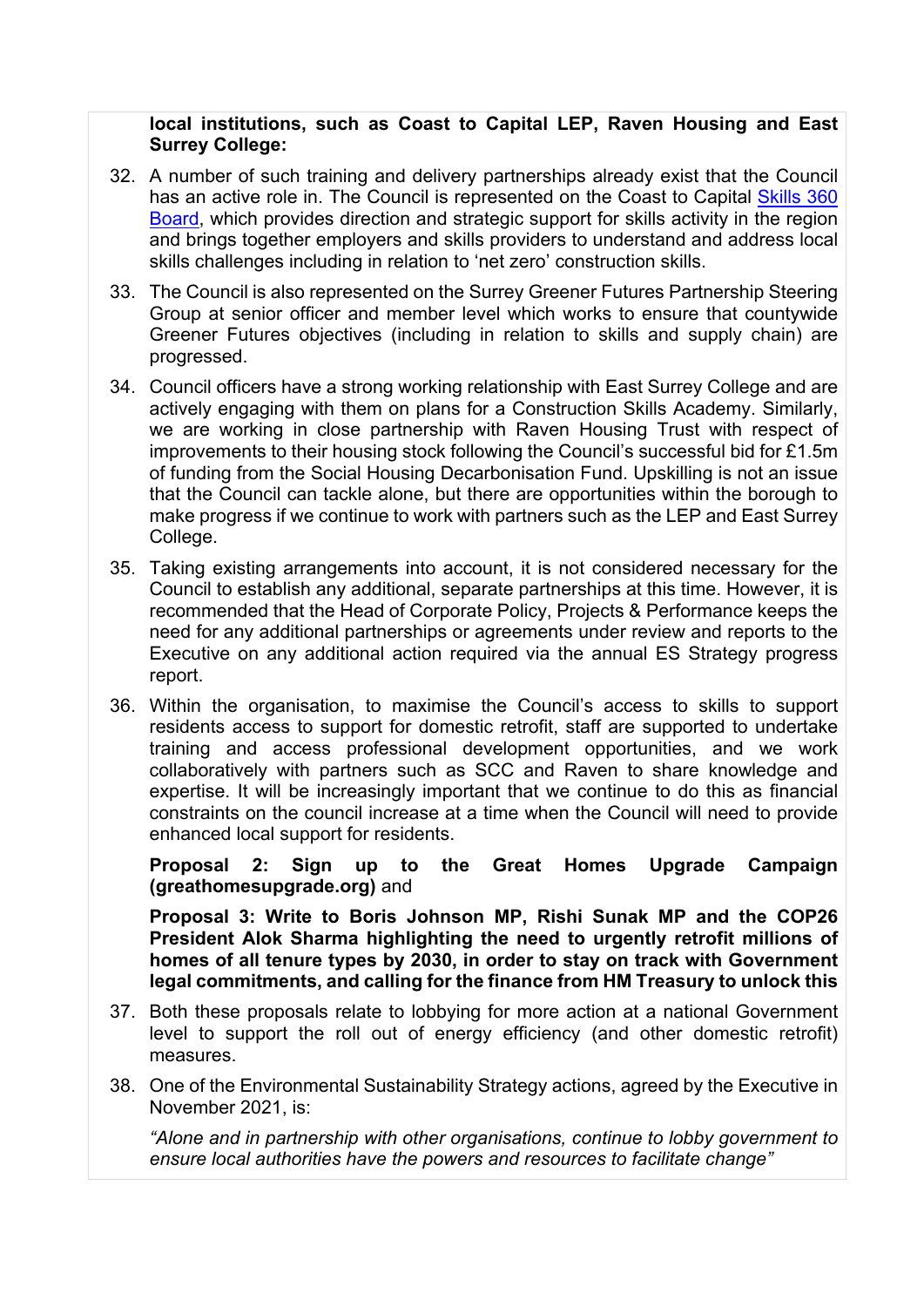**local institutions, such as Coast to Capital LEP, Raven Housing and East Surrey College:**

32. A number of such training and delivery partnerships already exist that the Council has an active role in. The Council is represented on the Coast to Capital Skills 360 Board, which provides direction and strategic support for skills activity in the region and brings together employers and skills providers to understand and address local skills challenges including in relation to 'net zero' construction skills.

33. The Council is also represented on the Surrey Greener Futures Partnership Steering Group at senior officer and member level which works to ensure that countywide Greener Futures objectives (including in relation to skills and supply chain) are progressed.

34. Council officers have a strong working relationship with East Surrey College and are actively engaging with them on plans for a Construction Skills Academy. Similarly, we are working in close partnership with Raven Housing Trust with respect of improvements to their housing stock following the Council's successful bid for £1.5m of funding from the Social Housing Decarbonisation Fund. Upskilling is not an issue that the Council can tackle alone, but there are opportunities within the borough to make progress if we continue to work with partners such as the LEP and East Surrey College.

35. Taking existing arrangements into account, it is not considered necessary for the Council to establish any additional, separate partnerships at this time. However, it is recommended that the Head of Corporate Policy, Projects & Performance keeps the need for any additional partnerships or agreements under review and reports to the Executive on any additional action required via the annual ES Strategy progress report.

36. Within the organisation, to maximise the Council's access to skills to support residents access to support for domestic retrofit, staff are supported to undertake training and access professional development opportunities, and we work collaboratively with partners such as SCC and Raven to share knowledge and expertise. It will be increasingly important that we continue to do this as financial constraints on the council increase at a time when the Council will need to provide enhanced local support for residents.

**Proposal 2: Sign up to the Great Homes Upgrade Campaign (greathomesupgrade.org)** and

**Proposal 3: Write to Boris Johnson MP, Rishi Sunak MP and the COP26 President Alok Sharma highlighting the need to urgently retrofit millions of homes of all tenure types by 2030, in order to stay on track with Government legal commitments, and calling for the finance from HM Treasury to unlock this**

37. Both these proposals relate to lobbying for more action at a national Government level to support the roll out of energy efficiency (and other domestic retrofit) measures.

38. One of the Environmental Sustainability Strategy actions, agreed by the Executive in November 2021, is:

    *"Alone and in partnership with other organisations, continue to lobby government to ensure local authorities have the powers and resources to facilitate change"*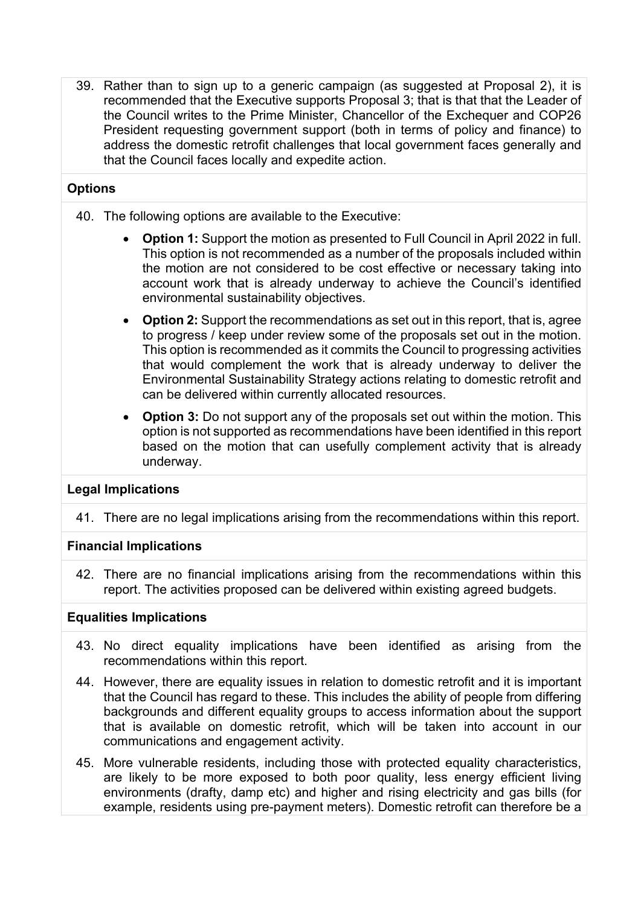39. Rather than to sign up to a generic campaign (as suggested at Proposal 2), it is recommended that the Executive supports Proposal 3; that is that that the Leader of the Council writes to the Prime Minister, Chancellor of the Exchequer and COP26 President requesting government support (both in terms of policy and finance) to address the domestic retrofit challenges that local government faces generally and that the Council faces locally and expedite action.

**Options**

40. The following options are available to the Executive:

    - **Option 1:** Support the motion as presented to Full Council in April 2022 in full. This option is not recommended as a number of the proposals included within the motion are not considered to be cost effective or necessary taking into account work that is already underway to achieve the Council's identified environmental sustainability objectives.
    - **Option 2:** Support the recommendations as set out in this report, that is, agree to progress / keep under review some of the proposals set out in the motion. This option is recommended as it commits the Council to progressing activities that would complement the work that is already underway to deliver the Environmental Sustainability Strategy actions relating to domestic retrofit and can be delivered within currently allocated resources.
    - **Option 3:** Do not support any of the proposals set out within the motion. This option is not supported as recommendations have been identified in this report based on the motion that can usefully complement activity that is already underway.

**Legal Implications**

41. There are no legal implications arising from the recommendations within this report.

**Financial Implications**

42. There are no financial implications arising from the recommendations within this report. The activities proposed can be delivered within existing agreed budgets.

**Equalities Implications**

43. No direct equality implications have been identified as arising from the recommendations within this report.

44. However, there are equality issues in relation to domestic retrofit and it is important that the Council has regard to these. This includes the ability of people from differing backgrounds and different equality groups to access information about the support that is available on domestic retrofit, which will be taken into account in our communications and engagement activity.

45. More vulnerable residents, including those with protected equality characteristics, are likely to be more exposed to both poor quality, less energy efficient living environments (drafty, damp etc) and higher and rising electricity and gas bills (for example, residents using pre-payment meters). Domestic retrofit can therefore be a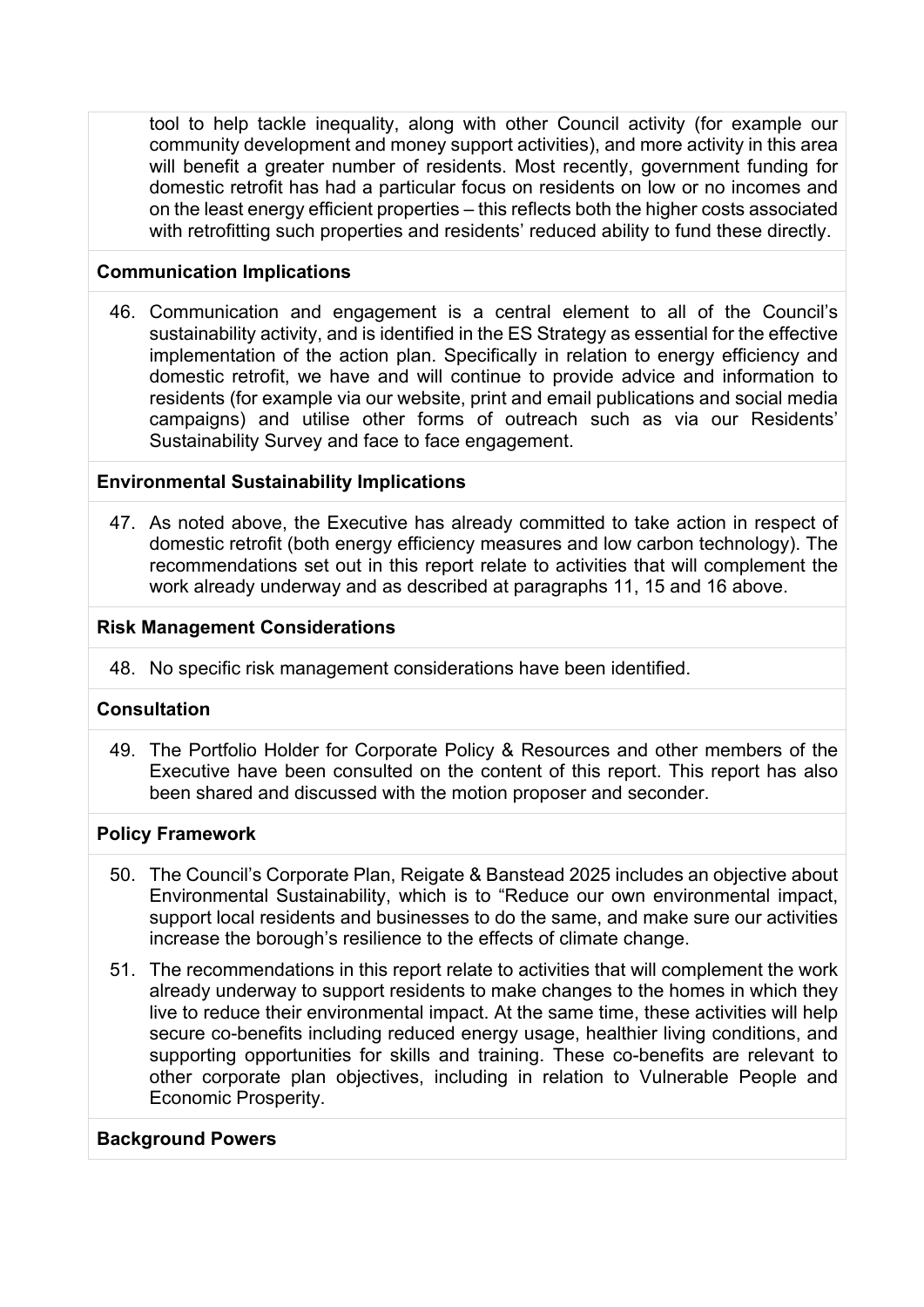tool to help tackle inequality, along with other Council activity (for example our community development and money support activities), and more activity in this area will benefit a greater number of residents. Most recently, government funding for domestic retrofit has had a particular focus on residents on low or no incomes and on the least energy efficient properties – this reflects both the higher costs associated with retrofitting such properties and residents' reduced ability to fund these directly.

**Communication Implications**

46. Communication and engagement is a central element to all of the Council's sustainability activity, and is identified in the ES Strategy as essential for the effective implementation of the action plan. Specifically in relation to energy efficiency and domestic retrofit, we have and will continue to provide advice and information to residents (for example via our website, print and email publications and social media campaigns) and utilise other forms of outreach such as via our Residents' Sustainability Survey and face to face engagement.

**Environmental Sustainability Implications**

47. As noted above, the Executive has already committed to take action in respect of domestic retrofit (both energy efficiency measures and low carbon technology). The recommendations set out in this report relate to activities that will complement the work already underway and as described at paragraphs 11, 15 and 16 above.

**Risk Management Considerations**

48. No specific risk management considerations have been identified.

**Consultation**

49. The Portfolio Holder for Corporate Policy & Resources and other members of the Executive have been consulted on the content of this report. This report has also been shared and discussed with the motion proposer and seconder.

**Policy Framework**

50. The Council's Corporate Plan, Reigate & Banstead 2025 includes an objective about Environmental Sustainability, which is to "Reduce our own environmental impact, support local residents and businesses to do the same, and make sure our activities increase the borough's resilience to the effects of climate change.

51. The recommendations in this report relate to activities that will complement the work already underway to support residents to make changes to the homes in which they live to reduce their environmental impact. At the same time, these activities will help secure co-benefits including reduced energy usage, healthier living conditions, and supporting opportunities for skills and training. These co-benefits are relevant to other corporate plan objectives, including in relation to Vulnerable People and Economic Prosperity.

**Background Powers**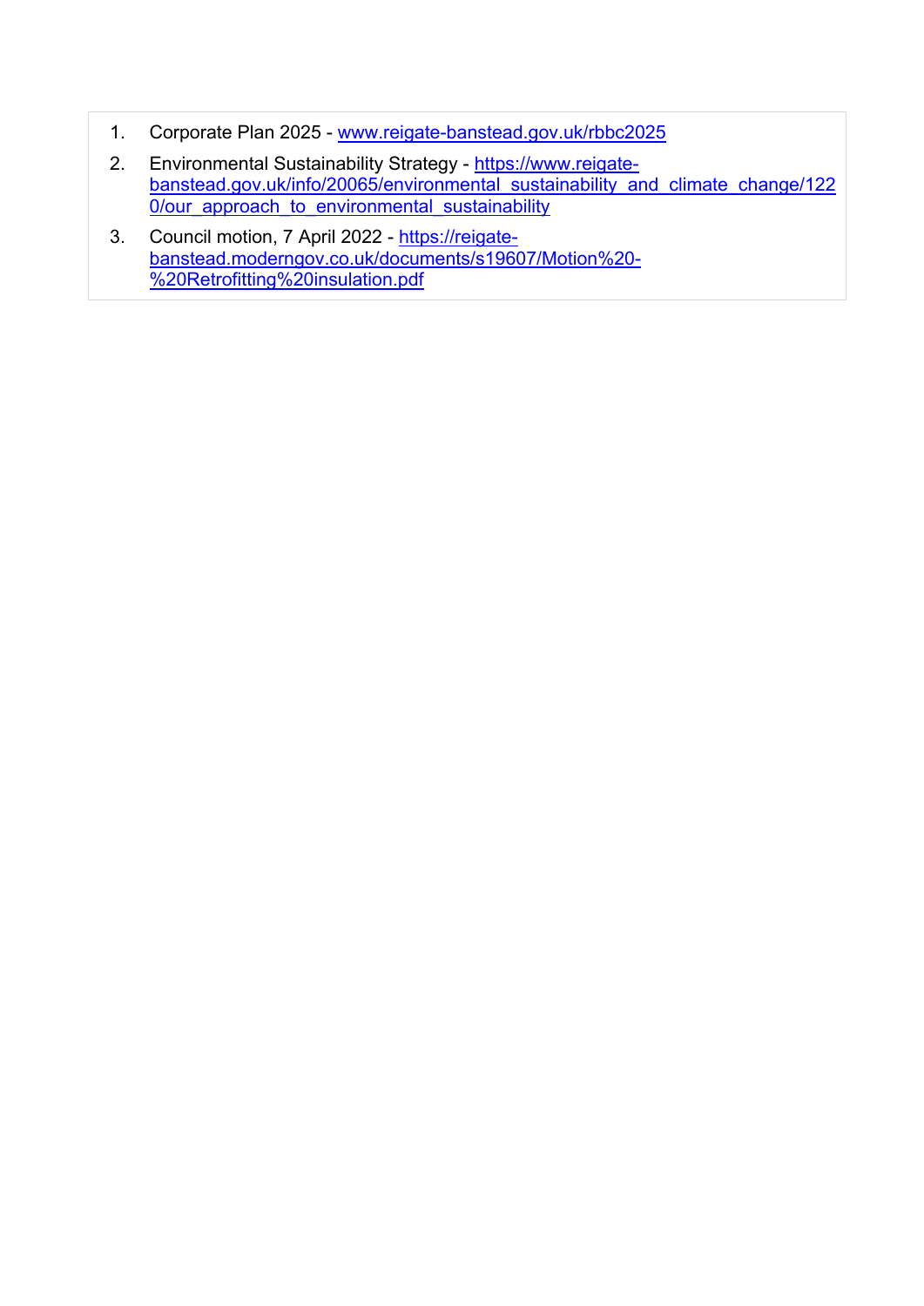1. Corporate Plan 2025 - www.reigate-banstead.gov.uk/rbbc2025
2. Environmental Sustainability Strategy - https://www.reigate-banstead.gov.uk/info/20065/environmental_sustainability_and_climate_change/1220/our_approach_to_environmental_sustainability
3. Council motion, 7 April 2022 - https://reigate-banstead.moderngov.co.uk/documents/s19607/Motion%20-%20Retrofitting%20insulation.pdf